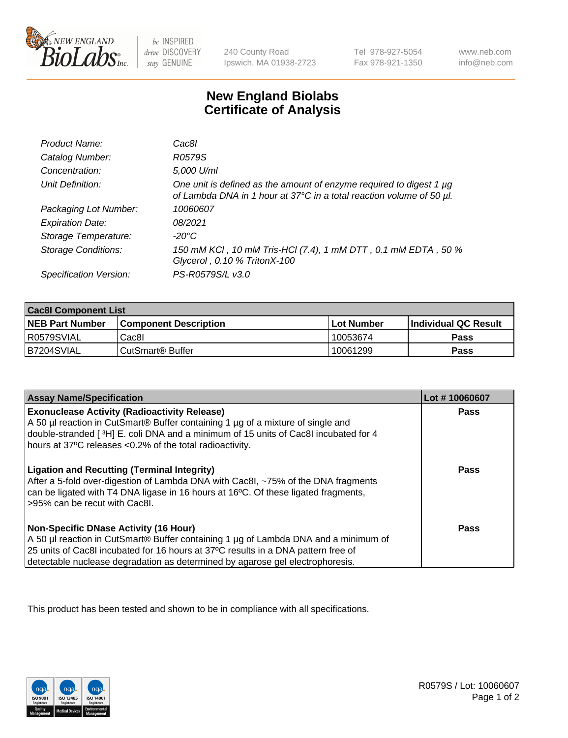# New England Biolabs Certificate of Analysis

| | |
|---|---|
| *Product Name:* | *Cac8I* |
| *Catalog Number:* | *R0579S* |
| *Concentration:* | *5,000 U/ml* |
| *Unit Definition:* | *One unit is defined as the amount of enzyme required to digest 1 µg of Lambda DNA in 1 hour at 37°C in a total reaction volume of 50 µl.* |
| *Packaging Lot Number:* | *10060607* |
| *Expiration Date:* | *08/2021* |
| *Storage Temperature:* | *-20°C* |
| *Storage Conditions:* | *150 mM KCl , 10 mM Tris-HCl (7.4), 1 mM DTT , 0.1 mM EDTA , 50 % Glycerol , 0.10 % TritonX-100* |
| *Specification Version:* | *PS-R0579S/L v3.0* |

| Cac8I Component List | | | |
|---|---|---|---|
| **NEB Part Number** | **Component Description** | **Lot Number** | **Individual QC Result** |
| R0579SVIAL | Cac8I | 10053674 | **Pass** |
| B7204SVIAL | CutSmart® Buffer | 10061299 | **Pass** |

| Assay Name/Specification | Lot # 10060607 |
|---|---|
| **Exonuclease Activity (Radioactivity Release)**<br>A 50 µl reaction in CutSmart® Buffer containing 1 µg of a mixture of single and double-stranded [ $^3$H] E. coli DNA and a minimum of 15 units of Cac8I incubated for 4 hours at 37ºC releases <0.2% of the total radioactivity. | **Pass** |
| **Ligation and Recutting (Terminal Integrity)**<br>After a 5-fold over-digestion of Lambda DNA with Cac8I, ~75% of the DNA fragments can be ligated with T4 DNA ligase in 16 hours at 16ºC. Of these ligated fragments, >95% can be recut with Cac8I. | **Pass** |
| **Non-Specific DNase Activity (16 Hour)**<br>A 50 µl reaction in CutSmart® Buffer containing 1 µg of Lambda DNA and a minimum of 25 units of Cac8I incubated for 16 hours at 37ºC results in a DNA pattern free of detectable nuclease degradation as determined by agarose gel electrophoresis. | **Pass** |

This product has been tested and shown to be in compliance with all specifications.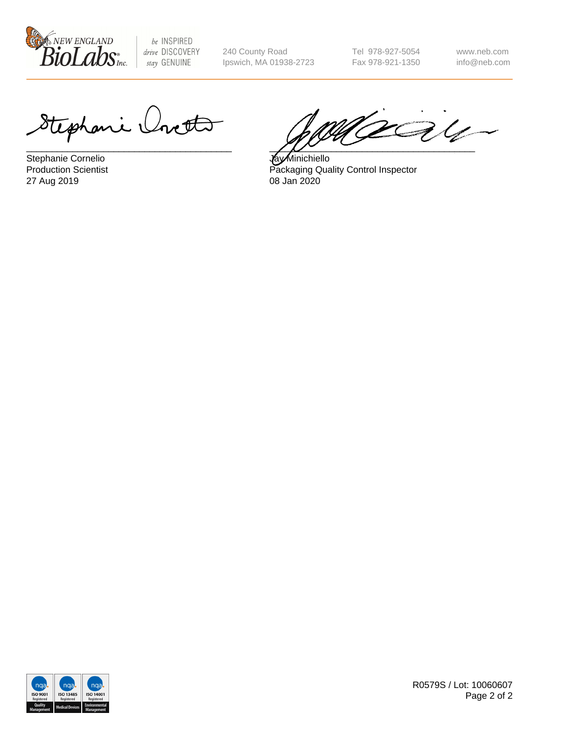Stephanie Cornelio
Production Scientist
27 Aug 2019

Jay Minichiello
Packaging Quality Control Inspector
08 Jan 2020

R0579S / Lot: 10060607